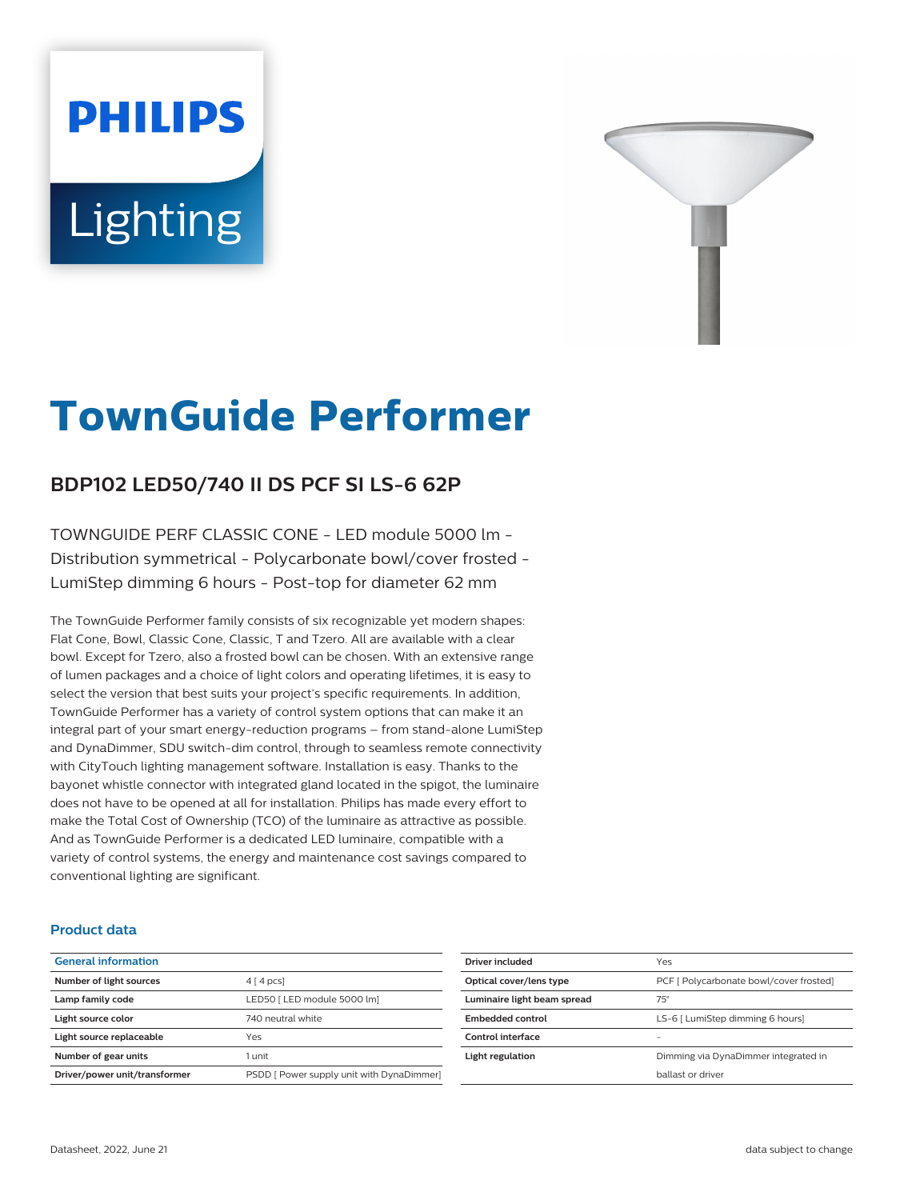# TownGuide Performer

## BDP102 LED50/740 II DS PCF SI LS-6 62P

TOWNGUIDE PERF CLASSIC CONE - LED module 5000 lm - Distribution symmetrical - Polycarbonate bowl/cover frosted - LumiStep dimming 6 hours - Post-top for diameter 62 mm

The TownGuide Performer family consists of six recognizable yet modern shapes: Flat Cone, Bowl, Classic Cone, Classic, T and Tzero. All are available with a clear bowl. Except for Tzero, also a frosted bowl can be chosen. With an extensive range of lumen packages and a choice of light colors and operating lifetimes, it is easy to select the version that best suits your project's specific requirements. In addition, TownGuide Performer has a variety of control system options that can make it an integral part of your smart energy-reduction programs – from stand-alone LumiStep and DynaDimmer, SDU switch-dim control, through to seamless remote connectivity with CityTouch lighting management software. Installation is easy. Thanks to the bayonet whistle connector with integrated gland located in the spigot, the luminaire does not have to be opened at all for installation. Philips has made every effort to make the Total Cost of Ownership (TCO) of the luminaire as attractive as possible. And as TownGuide Performer is a dedicated LED luminaire, compatible with a variety of control systems, the energy and maintenance cost savings compared to conventional lighting are significant.

### Product data

| General information | |
|---|---|
| Number of light sources | 4 [ 4 pcs] |
| Lamp family code | LED50 [ LED module 5000 lm] |
| Light source color | 740 neutral white |
| Light source replaceable | Yes |
| Number of gear units | 1 unit |
| Driver/power unit/transformer | PSDD [ Power supply unit with DynaDimmer] |
| Driver included | Yes |
| Optical cover/lens type | PCF [ Polycarbonate bowl/cover frosted] |
| Luminaire light beam spread | 75° |
| Embedded control | LS-6 [ LumiStep dimming 6 hours] |
| Control interface | - |
| Light regulation | Dimming via DynaDimmer integrated in ballast or driver |

Datasheet, 2022, June 21

data subject to change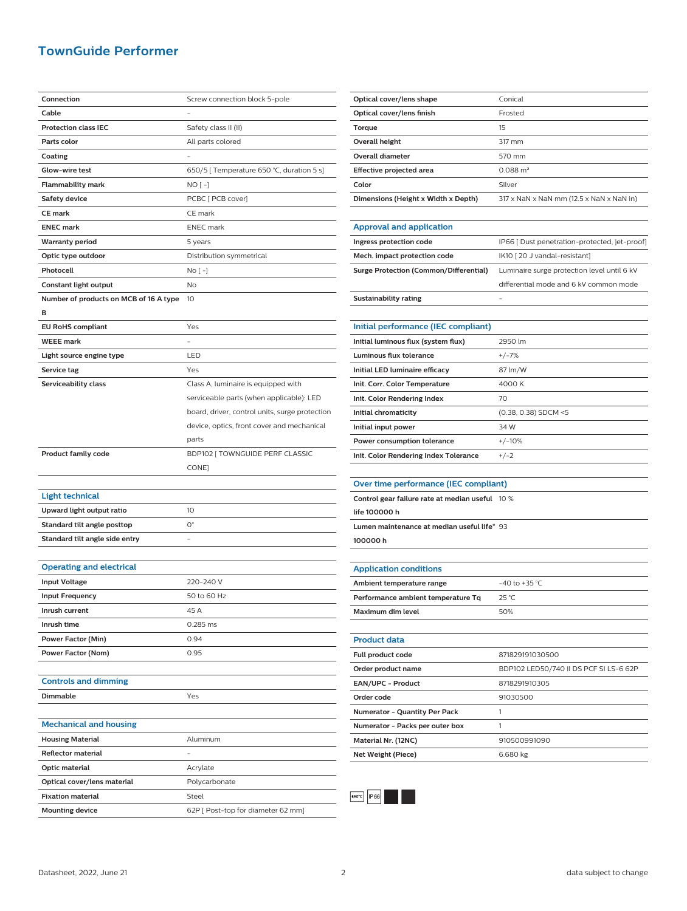## TownGuide Performer

| | |
|---|---|
| **Connection** | Screw connection block 5-pole |
| **Cable** | - |
| **Protection class IEC** | Safety class II (II) |
| **Parts color** | All parts colored |
| **Coating** | - |
| **Glow-wire test** | 650/5 [ Temperature 650 °C, duration 5 s] |
| **Flammability mark** | NO [ -] |
| **Safety device** | PCBC [ PCB cover] |
| **CE mark** | CE mark |
| **ENEC mark** | ENEC mark |
| **Warranty period** | 5 years |
| **Optic type outdoor** | Distribution symmetrical |
| **Photocell** | No [ -] |
| **Constant light output** | No |
| **Number of products on MCB of 16 A type B** | 10 |
| **EU RoHS compliant** | Yes |
| **WEEE mark** | - |
| **Light source engine type** | LED |
| **Service tag** | Yes |
| **Serviceability class** | Class A, luminaire is equipped with serviceable parts (when applicable): LED board, driver, control units, surge protection device, optics, front cover and mechanical parts |
| **Product family code** | BDP102 [ TOWNGUIDE PERF CLASSIC CONE] |

### Light technical

| | |
|---|---|
| **Upward light output ratio** | 10 |
| **Standard tilt angle posttop** | 0° |
| **Standard tilt angle side entry** | - |

### Operating and electrical

| | |
|---|---|
| **Input Voltage** | 220-240 V |
| **Input Frequency** | 50 to 60 Hz |
| **Inrush current** | 45 A |
| **Inrush time** | 0.285 ms |
| **Power Factor (Min)** | 0.94 |
| **Power Factor (Nom)** | 0.95 |

### Controls and dimming

| | |
|---|---|
| **Dimmable** | Yes |

### Mechanical and housing

| | |
|---|---|
| **Housing Material** | Aluminum |
| **Reflector material** | - |
| **Optic material** | Acrylate |
| **Optical cover/lens material** | Polycarbonate |
| **Fixation material** | Steel |
| **Mounting device** | 62P [ Post-top for diameter 62 mm] |
| **Optical cover/lens shape** | Conical |
| **Optical cover/lens finish** | Frosted |
| **Torque** | 15 |
| **Overall height** | 317 mm |
| **Overall diameter** | 570 mm |
| **Effective projected area** | 0.088 m² |
| **Color** | Silver |
| **Dimensions (Height x Width x Depth)** | 317 x NaN x NaN mm (12.5 x NaN x NaN in) |

### Approval and application

| | |
|---|---|
| **Ingress protection code** | IP66 [ Dust penetration-protected, jet-proof] |
| **Mech. impact protection code** | IK10 [ 20 J vandal-resistant] |
| **Surge Protection (Common/Differential)** | Luminaire surge protection level until 6 kV differential mode and 6 kV common mode |
| **Sustainability rating** | - |

### Initial performance (IEC compliant)

| | |
|---|---|
| **Initial luminous flux (system flux)** | 2950 lm |
| **Luminous flux tolerance** | +/-7% |
| **Initial LED luminaire efficacy** | 87 lm/W |
| **Init. Corr. Color Temperature** | 4000 K |
| **Init. Color Rendering Index** | 70 |
| **Initial chromaticity** | (0.38, 0.38) SDCM <5 |
| **Initial input power** | 34 W |
| **Power consumption tolerance** | +/-10% |
| **Init. Color Rendering Index Tolerance** | +/-2 |

### Over time performance (IEC compliant)

| | |
|---|---|
| **Control gear failure rate at median useful life 100000 h** | 10 % |
| **Lumen maintenance at median useful life* 100000 h** | 93 |

### Application conditions

| | |
|---|---|
| **Ambient temperature range** | -40 to +35 °C |
| **Performance ambient temperature Tq** | 25 °C |
| **Maximum dim level** | 50% |

### Product data

| | |
|---|---|
| **Full product code** | 871829191030500 |
| **Order product name** | BDP102 LED50/740 II DS PCF SI LS-6 62P |
| **EAN/UPC - Product** | 8718291910305 |
| **Order code** | 91030500 |
| **Numerator - Quantity Per Pack** | 1 |
| **Numerator - Packs per outer box** | 1 |
| **Material Nr. (12NC)** | 910500991090 |
| **Net Weight (Piece)** | 6.680 kg |

650°C IP66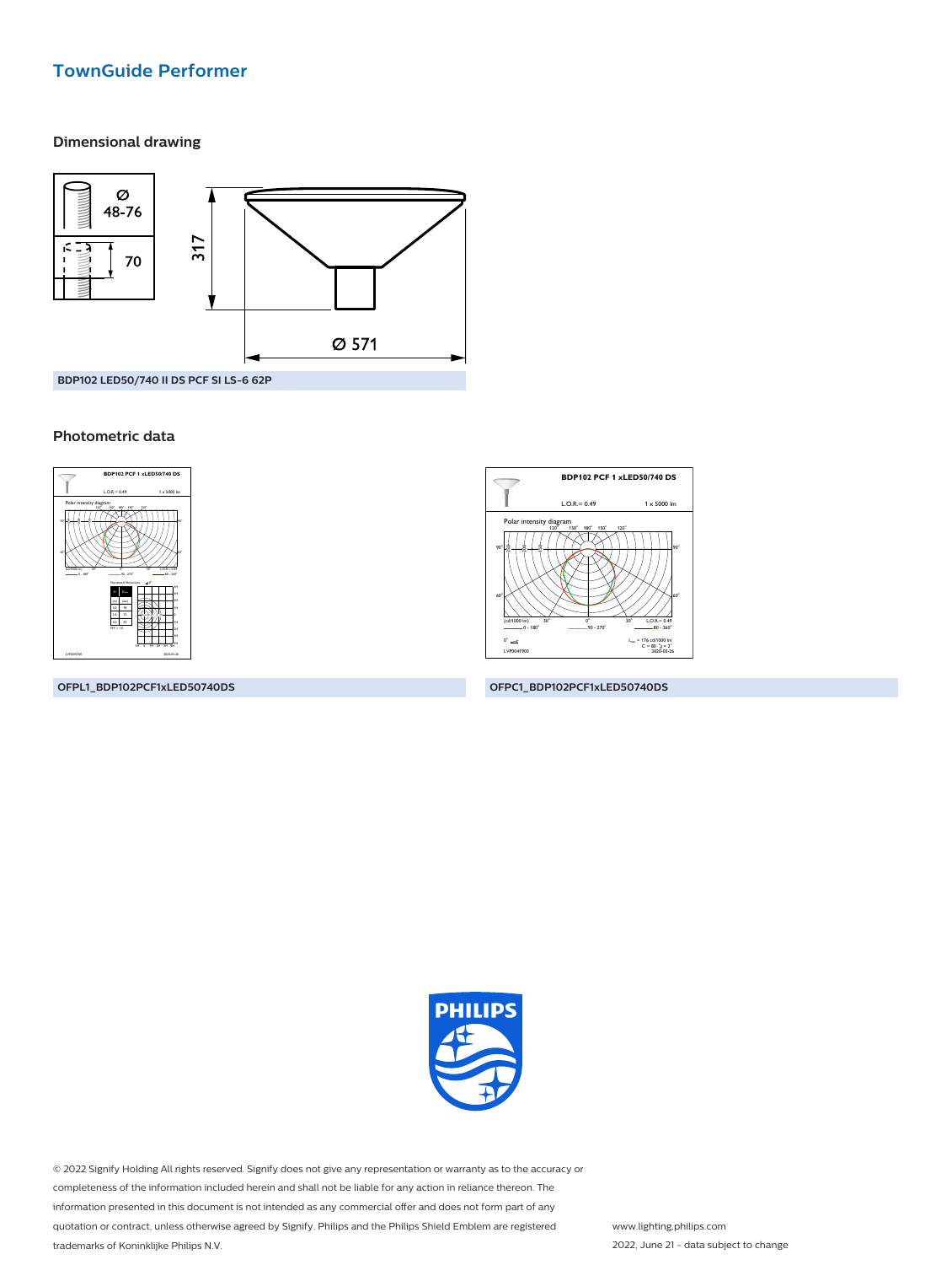# TownGuide Performer

## Dimensional drawing

Ø 48-76

70

317

Ø 571

BDP102 LED50/740 II DS PCF SI LS-6 62P

## Photometric data

BDP102 PCF 1 xLED50/740 DS

L.O.R. = 0.49

1 x 5000 lm

Polar intensity diagram

OFPL1_BDP102PCF1xLED50740DS

BDP102 PCF 1 xLED50/740 DS

L.O.R.= 0.49

1 x 5000 lm

Polar intensity diagram

120° 150° 180° 150° 120°

90° 90°

60° 60°

(cd/1000 lm) 30° 0° 30° L.O.R.= 0.49

0 - 180° 90 - 270° 80 - 360°

$I_{max}$ = 176 cd/1000 lm

C = 80 γ = 2°

2020-03-26

LVP0041900

OFPC1_BDP102PCF1xLED50740DS

© 2022 Signify Holding All rights reserved. Signify does not give any representation or warranty as to the accuracy or completeness of the information included herein and shall not be liable for any action in reliance thereon. The information presented in this document is not intended as any commercial offer and does not form part of any quotation or contract, unless otherwise agreed by Signify. Philips and the Philips Shield Emblem are registered trademarks of Koninklijke Philips N.V.

www.lighting.philips.com

2022, June 21 - data subject to change